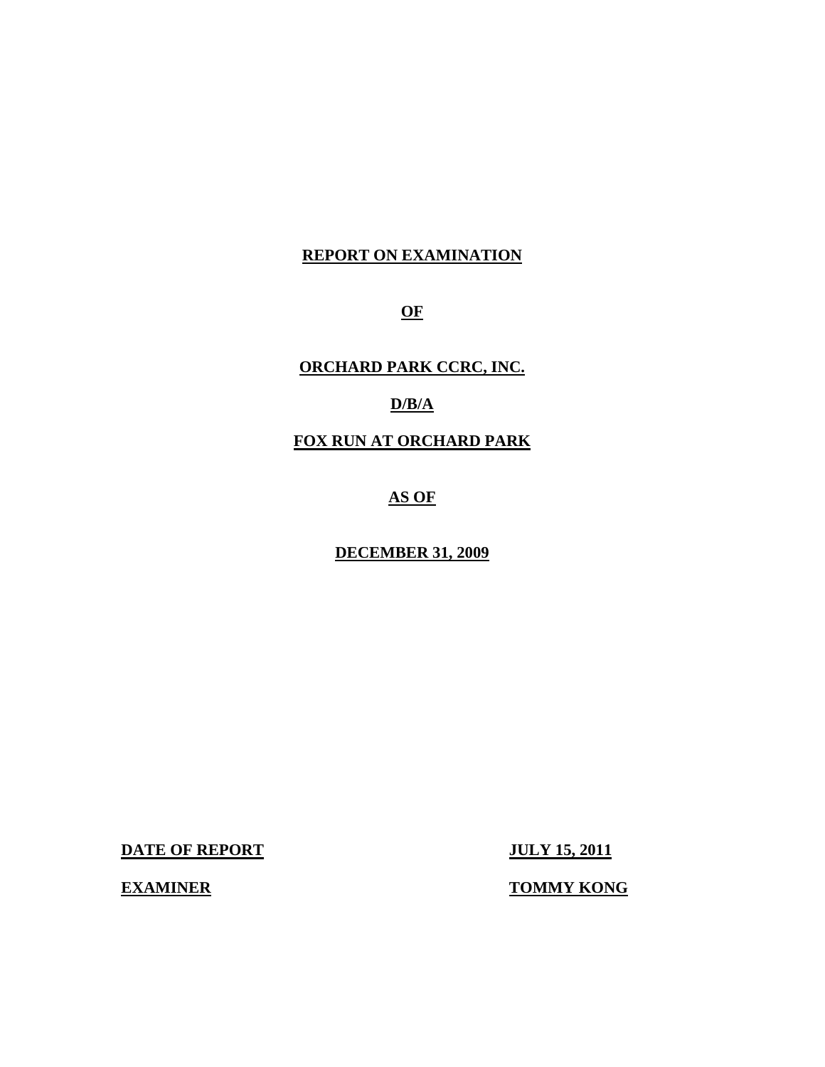# REPORT ON EXAMINATION

**OF**

**ORCHARD PARK CCRC, INC.**

**D/B/A**

**FOX RUN AT ORCHARD PARK**

**AS OF**

**DECEMBER 31, 2009**

**DATE OF REPORT** **JULY 15, 2011**

**EXAMINER** **TOMMY KONG**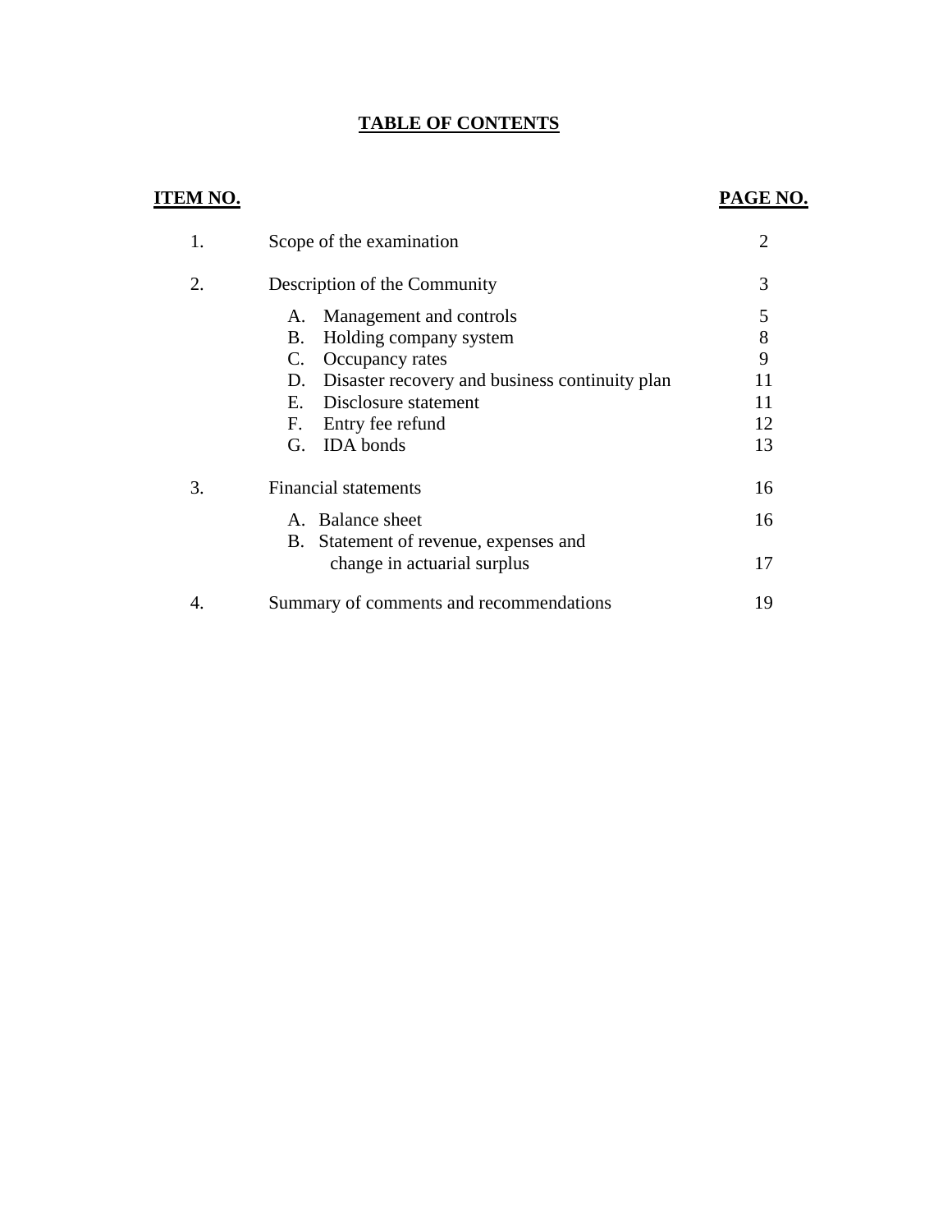# TABLE OF CONTENTS

| ITEM NO. | | PAGE NO. |
|---|---|---|
| 1. | Scope of the examination | 2 |
| 2. | Description of the Community | 3 |
| | A. Management and controls | 5 |
| | B. Holding company system | 8 |
| | C. Occupancy rates | 9 |
| | D. Disaster recovery and business continuity plan | 11 |
| | E. Disclosure statement | 11 |
| | F. Entry fee refund | 12 |
| | G. IDA bonds | 13 |
| 3. | Financial statements | 16 |
| | A. Balance sheet | 16 |
| | B. Statement of revenue, expenses and change in actuarial surplus | 17 |
| 4. | Summary of comments and recommendations | 19 |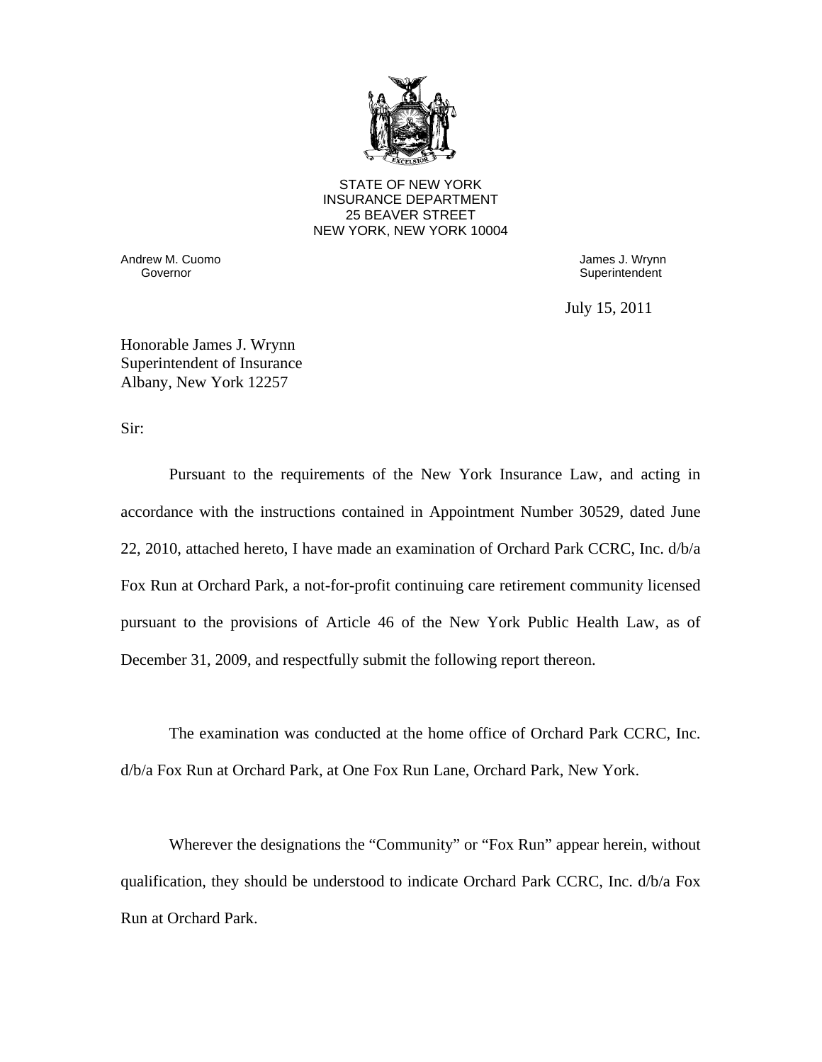STATE OF NEW YORK
INSURANCE DEPARTMENT
25 BEAVER STREET
NEW YORK, NEW YORK 10004

Andrew M. Cuomo
Governor

James J. Wrynn
Superintendent

July 15, 2011

Honorable James J. Wrynn
Superintendent of Insurance
Albany, New York 12257

Sir:

Pursuant to the requirements of the New York Insurance Law, and acting in accordance with the instructions contained in Appointment Number 30529, dated June 22, 2010, attached hereto, I have made an examination of Orchard Park CCRC, Inc. d/b/a Fox Run at Orchard Park, a not-for-profit continuing care retirement community licensed pursuant to the provisions of Article 46 of the New York Public Health Law, as of December 31, 2009, and respectfully submit the following report thereon.

The examination was conducted at the home office of Orchard Park CCRC, Inc. d/b/a Fox Run at Orchard Park, at One Fox Run Lane, Orchard Park, New York.

Wherever the designations the "Community" or "Fox Run" appear herein, without qualification, they should be understood to indicate Orchard Park CCRC, Inc. d/b/a Fox Run at Orchard Park.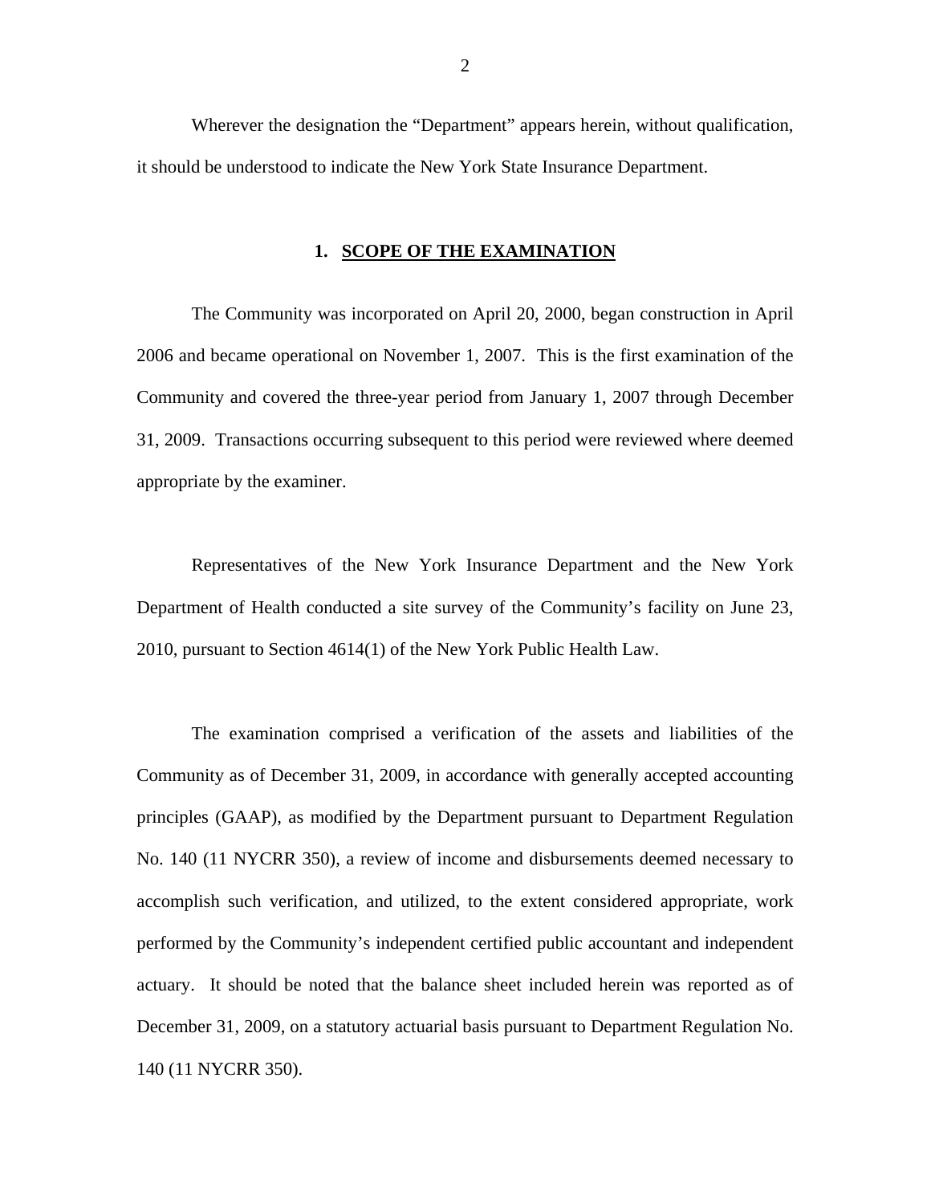Wherever the designation the "Department" appears herein, without qualification, it should be understood to indicate the New York State Insurance Department.

## 1. SCOPE OF THE EXAMINATION

The Community was incorporated on April 20, 2000, began construction in April 2006 and became operational on November 1, 2007. This is the first examination of the Community and covered the three-year period from January 1, 2007 through December 31, 2009. Transactions occurring subsequent to this period were reviewed where deemed appropriate by the examiner.

Representatives of the New York Insurance Department and the New York Department of Health conducted a site survey of the Community's facility on June 23, 2010, pursuant to Section 4614(1) of the New York Public Health Law.

The examination comprised a verification of the assets and liabilities of the Community as of December 31, 2009, in accordance with generally accepted accounting principles (GAAP), as modified by the Department pursuant to Department Regulation No. 140 (11 NYCRR 350), a review of income and disbursements deemed necessary to accomplish such verification, and utilized, to the extent considered appropriate, work performed by the Community's independent certified public accountant and independent actuary. It should be noted that the balance sheet included herein was reported as of December 31, 2009, on a statutory actuarial basis pursuant to Department Regulation No. 140 (11 NYCRR 350).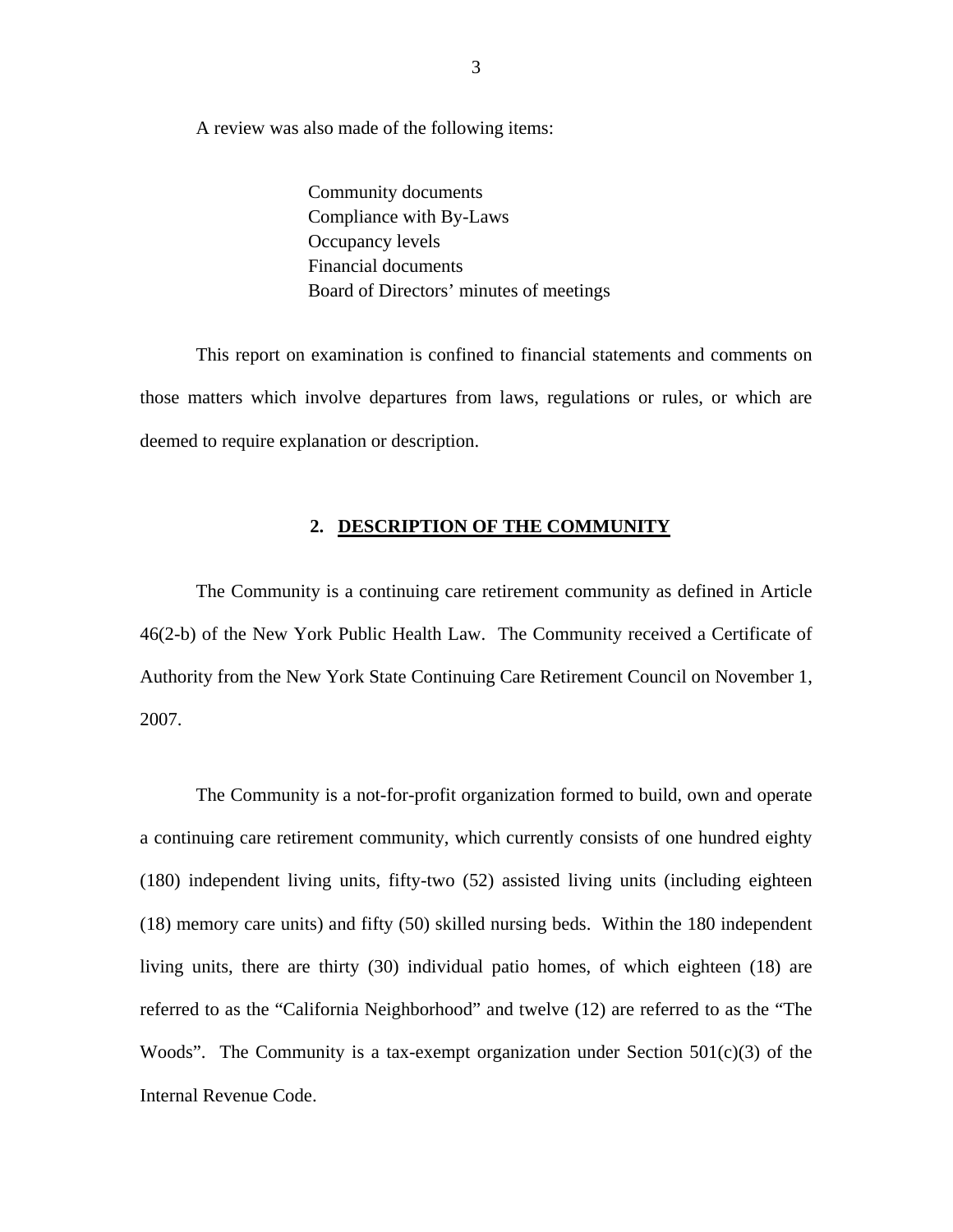A review was also made of the following items:

Community documents  
Compliance with By-Laws  
Occupancy levels  
Financial documents  
Board of Directors' minutes of meetings

This report on examination is confined to financial statements and comments on those matters which involve departures from laws, regulations or rules, or which are deemed to require explanation or description.

## 2. DESCRIPTION OF THE COMMUNITY

The Community is a continuing care retirement community as defined in Article 46(2-b) of the New York Public Health Law. The Community received a Certificate of Authority from the New York State Continuing Care Retirement Council on November 1, 2007.

The Community is a not-for-profit organization formed to build, own and operate a continuing care retirement community, which currently consists of one hundred eighty (180) independent living units, fifty-two (52) assisted living units (including eighteen (18) memory care units) and fifty (50) skilled nursing beds. Within the 180 independent living units, there are thirty (30) individual patio homes, of which eighteen (18) are referred to as the "California Neighborhood" and twelve (12) are referred to as the "The Woods". The Community is a tax-exempt organization under Section 501(c)(3) of the Internal Revenue Code.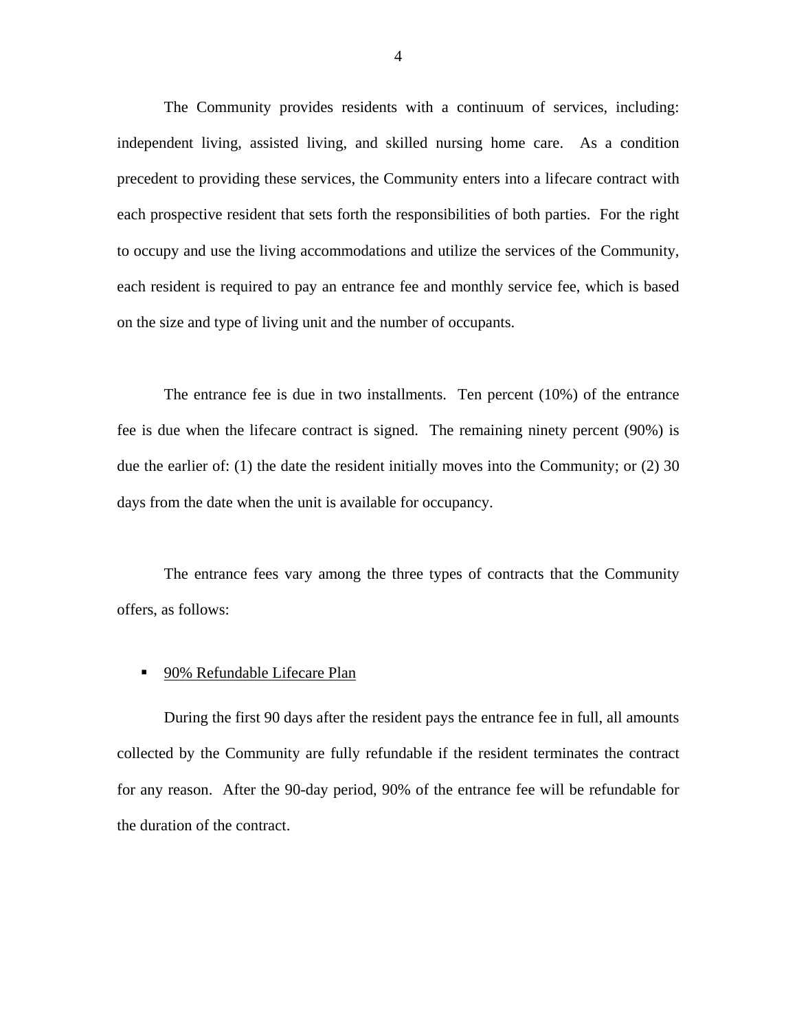The Community provides residents with a continuum of services, including: independent living, assisted living, and skilled nursing home care. As a condition precedent to providing these services, the Community enters into a lifecare contract with each prospective resident that sets forth the responsibilities of both parties. For the right to occupy and use the living accommodations and utilize the services of the Community, each resident is required to pay an entrance fee and monthly service fee, which is based on the size and type of living unit and the number of occupants.

The entrance fee is due in two installments. Ten percent (10%) of the entrance fee is due when the lifecare contract is signed. The remaining ninety percent (90%) is due the earlier of: (1) the date the resident initially moves into the Community; or (2) 30 days from the date when the unit is available for occupancy.

The entrance fees vary among the three types of contracts that the Community offers, as follows:

- <u>90% Refundable Lifecare Plan</u>

  During the first 90 days after the resident pays the entrance fee in full, all amounts collected by the Community are fully refundable if the resident terminates the contract for any reason. After the 90-day period, 90% of the entrance fee will be refundable for the duration of the contract.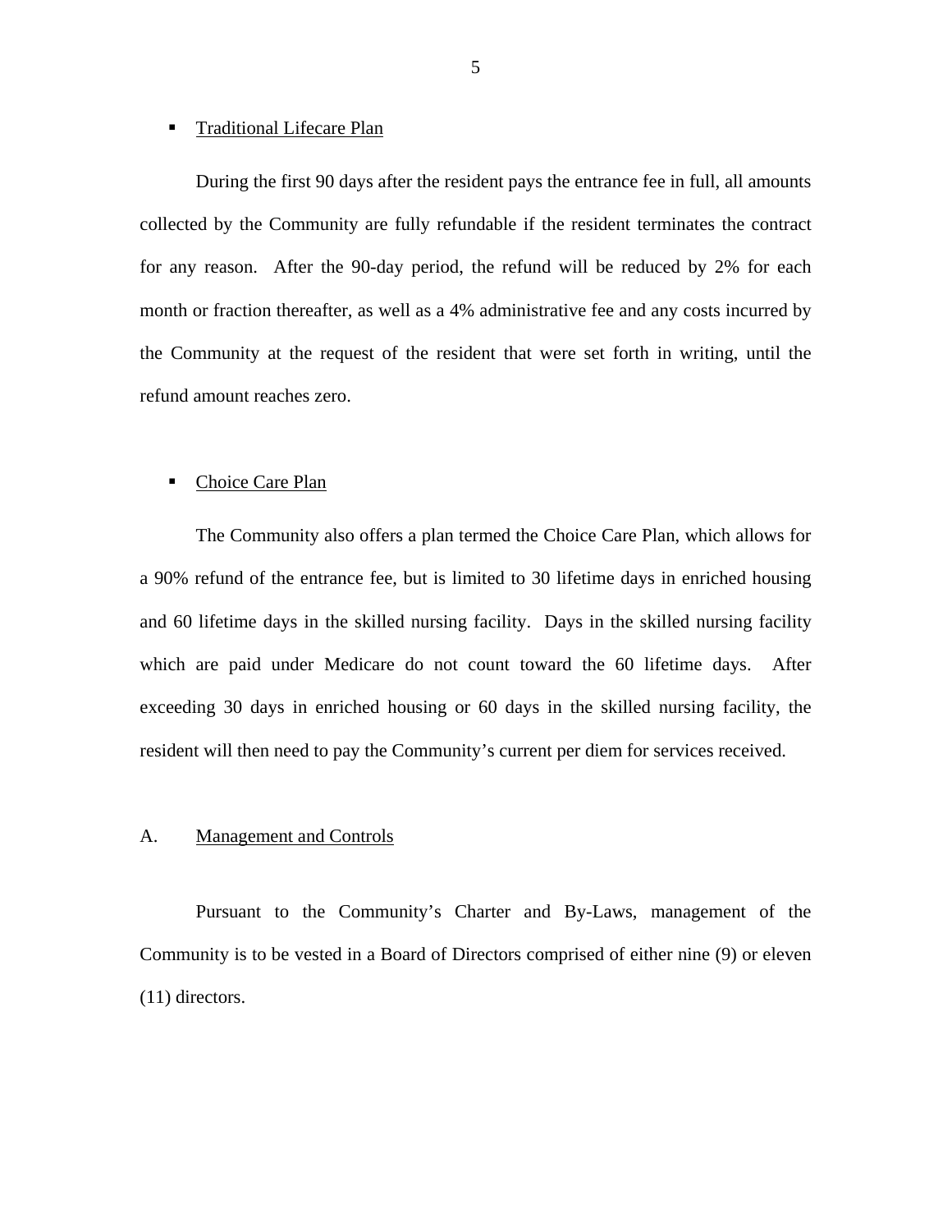- Traditional Lifecare Plan

During the first 90 days after the resident pays the entrance fee in full, all amounts collected by the Community are fully refundable if the resident terminates the contract for any reason. After the 90-day period, the refund will be reduced by 2% for each month or fraction thereafter, as well as a 4% administrative fee and any costs incurred by the Community at the request of the resident that were set forth in writing, until the refund amount reaches zero.

- Choice Care Plan

The Community also offers a plan termed the Choice Care Plan, which allows for a 90% refund of the entrance fee, but is limited to 30 lifetime days in enriched housing and 60 lifetime days in the skilled nursing facility. Days in the skilled nursing facility which are paid under Medicare do not count toward the 60 lifetime days. After exceeding 30 days in enriched housing or 60 days in the skilled nursing facility, the resident will then need to pay the Community's current per diem for services received.

## A. Management and Controls

Pursuant to the Community's Charter and By-Laws, management of the Community is to be vested in a Board of Directors comprised of either nine (9) or eleven (11) directors.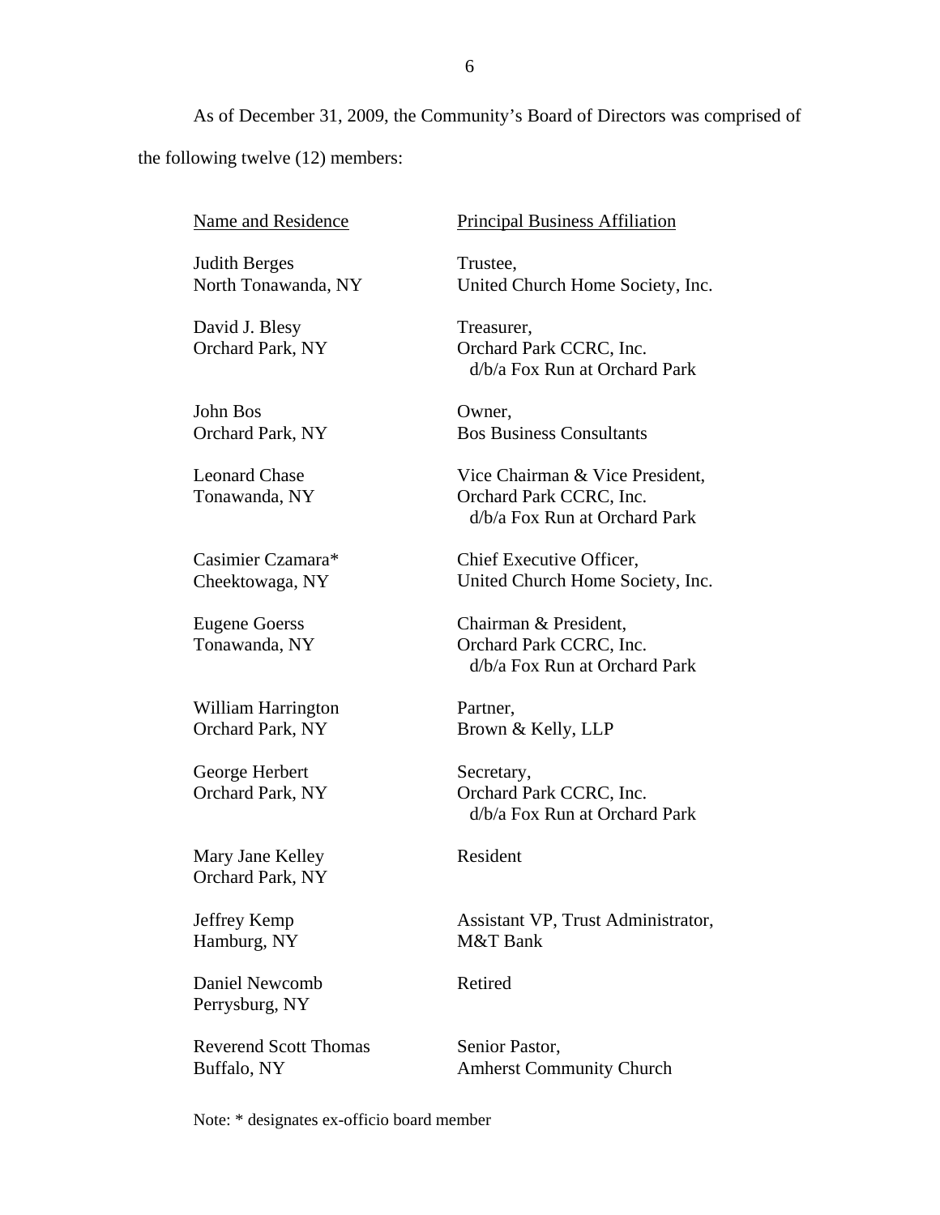As of December 31, 2009, the Community's Board of Directors was comprised of the following twelve (12) members:

| Name and Residence | Principal Business Affiliation |
|---|---|
| Judith Berges<br>North Tonawanda, NY | Trustee,<br>United Church Home Society, Inc. |
| David J. Blesy<br>Orchard Park, NY | Treasurer,<br>Orchard Park CCRC, Inc.<br>d/b/a Fox Run at Orchard Park |
| John Bos<br>Orchard Park, NY | Owner,<br>Bos Business Consultants |
| Leonard Chase<br>Tonawanda, NY | Vice Chairman & Vice President,<br>Orchard Park CCRC, Inc.<br>d/b/a Fox Run at Orchard Park |
| Casimier Czamara*<br>Cheektowaga, NY | Chief Executive Officer,<br>United Church Home Society, Inc. |
| Eugene Goerss<br>Tonawanda, NY | Chairman & President,<br>Orchard Park CCRC, Inc.<br>d/b/a Fox Run at Orchard Park |
| William Harrington<br>Orchard Park, NY | Partner,<br>Brown & Kelly, LLP |
| George Herbert<br>Orchard Park, NY | Secretary,<br>Orchard Park CCRC, Inc.<br>d/b/a Fox Run at Orchard Park |
| Mary Jane Kelley<br>Orchard Park, NY | Resident |
| Jeffrey Kemp<br>Hamburg, NY | Assistant VP, Trust Administrator,<br>M&T Bank |
| Daniel Newcomb<br>Perrysburg, NY | Retired |
| Reverend Scott Thomas<br>Buffalo, NY | Senior Pastor,<br>Amherst Community Church |

Note: * designates ex-officio board member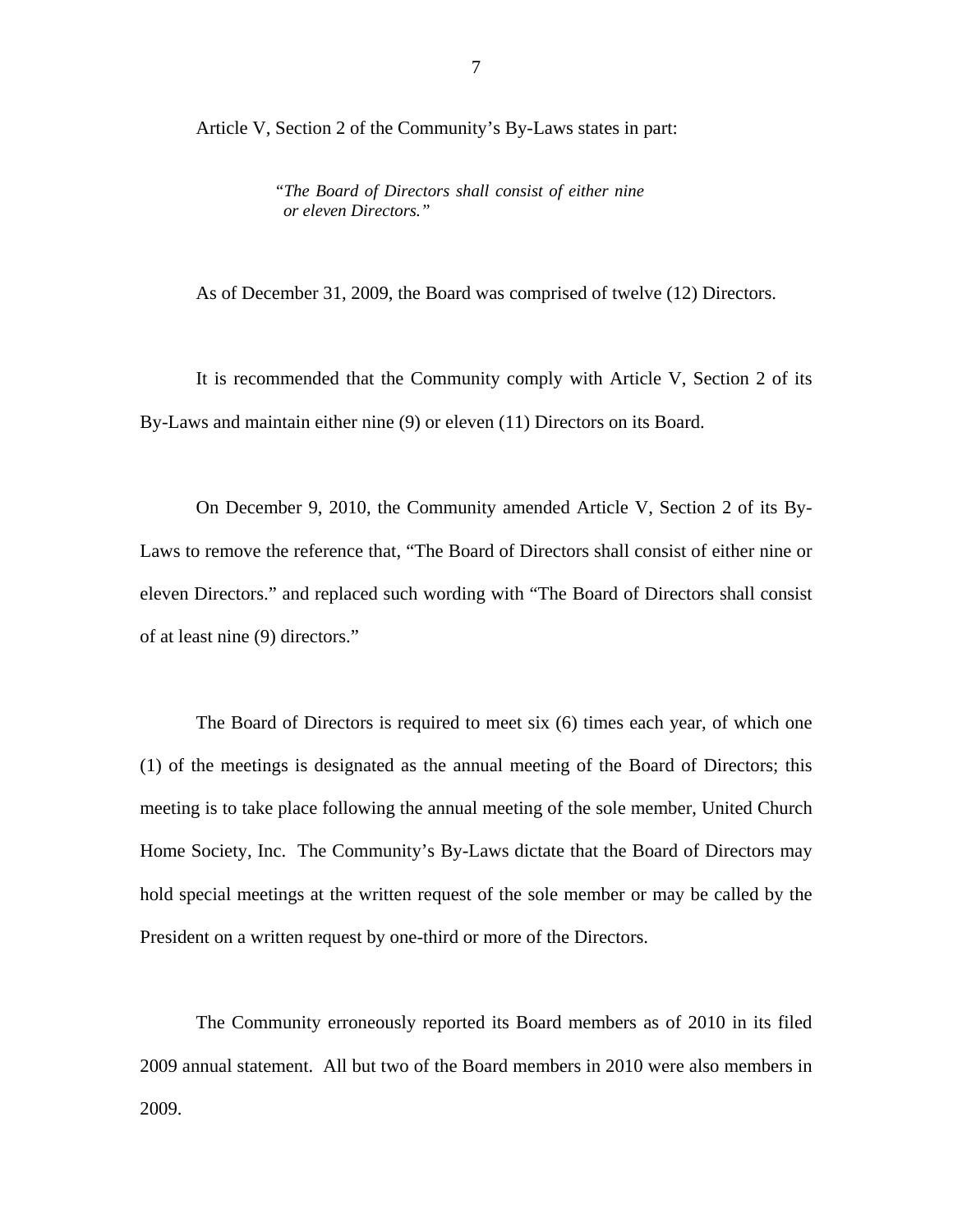Article V, Section 2 of the Community's By-Laws states in part:

> *"The Board of Directors shall consist of either nine or eleven Directors."*

As of December 31, 2009, the Board was comprised of twelve (12) Directors.

It is recommended that the Community comply with Article V, Section 2 of its By-Laws and maintain either nine (9) or eleven (11) Directors on its Board.

On December 9, 2010, the Community amended Article V, Section 2 of its By-Laws to remove the reference that, "The Board of Directors shall consist of either nine or eleven Directors." and replaced such wording with "The Board of Directors shall consist of at least nine (9) directors."

The Board of Directors is required to meet six (6) times each year, of which one (1) of the meetings is designated as the annual meeting of the Board of Directors; this meeting is to take place following the annual meeting of the sole member, United Church Home Society, Inc. The Community's By-Laws dictate that the Board of Directors may hold special meetings at the written request of the sole member or may be called by the President on a written request by one-third or more of the Directors.

The Community erroneously reported its Board members as of 2010 in its filed 2009 annual statement. All but two of the Board members in 2010 were also members in 2009.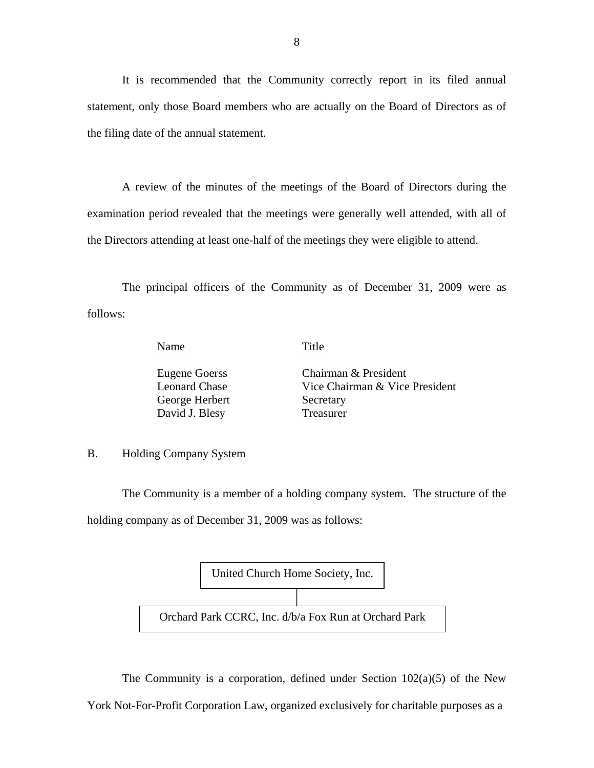It is recommended that the Community correctly report in its filed annual statement, only those Board members who are actually on the Board of Directors as of the filing date of the annual statement.

A review of the minutes of the meetings of the Board of Directors during the examination period revealed that the meetings were generally well attended, with all of the Directors attending at least one-half of the meetings they were eligible to attend.

The principal officers of the Community as of December 31, 2009 were as follows:

| Name | Title |
|---|---|
| Eugene Goerss | Chairman & President |
| Leonard Chase | Vice Chairman & Vice President |
| George Herbert | Secretary |
| David J. Blesy | Treasurer |

## B. Holding Company System

The Community is a member of a holding company system. The structure of the holding company as of December 31, 2009 was as follows:

United Church Home Society, Inc.

Orchard Park CCRC, Inc. d/b/a Fox Run at Orchard Park

The Community is a corporation, defined under Section 102(a)(5) of the New York Not-For-Profit Corporation Law, organized exclusively for charitable purposes as a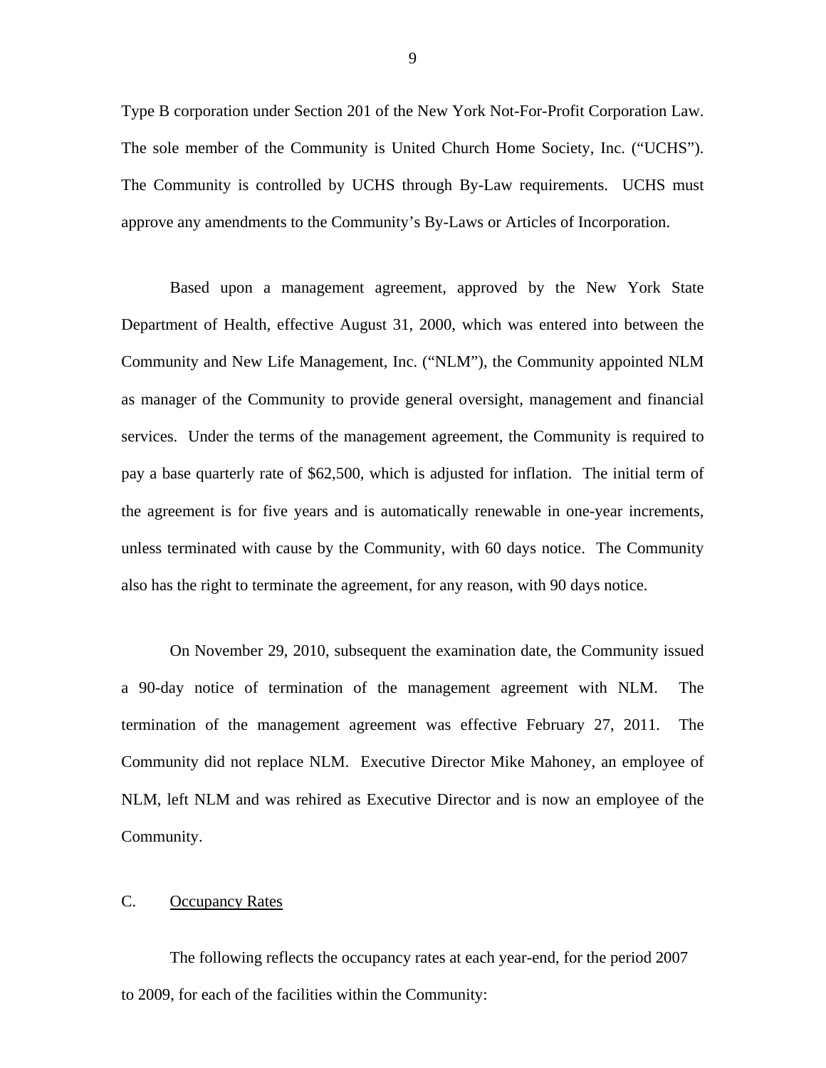Type B corporation under Section 201 of the New York Not-For-Profit Corporation Law. The sole member of the Community is United Church Home Society, Inc. ("UCHS"). The Community is controlled by UCHS through By-Law requirements. UCHS must approve any amendments to the Community's By-Laws or Articles of Incorporation.

Based upon a management agreement, approved by the New York State Department of Health, effective August 31, 2000, which was entered into between the Community and New Life Management, Inc. ("NLM"), the Community appointed NLM as manager of the Community to provide general oversight, management and financial services. Under the terms of the management agreement, the Community is required to pay a base quarterly rate of $62,500, which is adjusted for inflation. The initial term of the agreement is for five years and is automatically renewable in one-year increments, unless terminated with cause by the Community, with 60 days notice. The Community also has the right to terminate the agreement, for any reason, with 90 days notice.

On November 29, 2010, subsequent the examination date, the Community issued a 90-day notice of termination of the management agreement with NLM. The termination of the management agreement was effective February 27, 2011. The Community did not replace NLM. Executive Director Mike Mahoney, an employee of NLM, left NLM and was rehired as Executive Director and is now an employee of the Community.

## C. Occupancy Rates

The following reflects the occupancy rates at each year-end, for the period 2007 to 2009, for each of the facilities within the Community: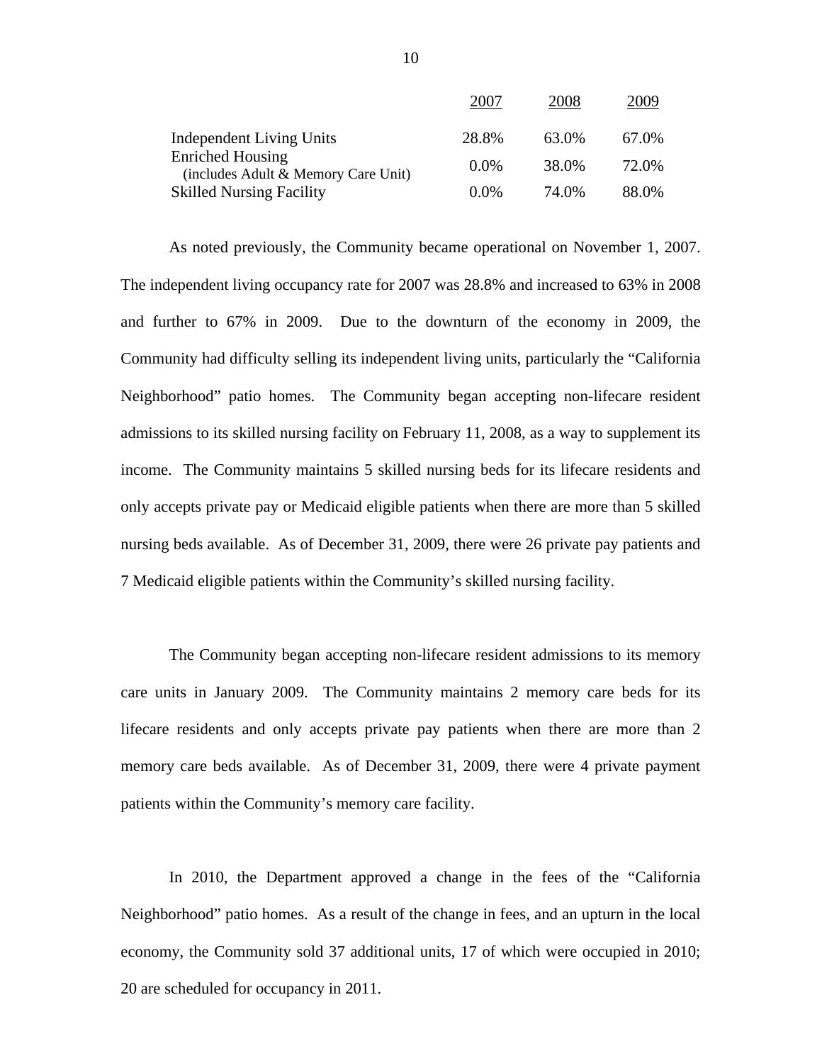| | 2007 | 2008 | 2009 |
|---|---|---|---|
| Independent Living Units | 28.8% | 63.0% | 67.0% |
| Enriched Housing (includes Adult & Memory Care Unit) | 0.0% | 38.0% | 72.0% |
| Skilled Nursing Facility | 0.0% | 74.0% | 88.0% |

As noted previously, the Community became operational on November 1, 2007. The independent living occupancy rate for 2007 was 28.8% and increased to 63% in 2008 and further to 67% in 2009. Due to the downturn of the economy in 2009, the Community had difficulty selling its independent living units, particularly the "California Neighborhood" patio homes. The Community began accepting non-lifecare resident admissions to its skilled nursing facility on February 11, 2008, as a way to supplement its income. The Community maintains 5 skilled nursing beds for its lifecare residents and only accepts private pay or Medicaid eligible patients when there are more than 5 skilled nursing beds available. As of December 31, 2009, there were 26 private pay patients and 7 Medicaid eligible patients within the Community's skilled nursing facility.

The Community began accepting non-lifecare resident admissions to its memory care units in January 2009. The Community maintains 2 memory care beds for its lifecare residents and only accepts private pay patients when there are more than 2 memory care beds available. As of December 31, 2009, there were 4 private payment patients within the Community's memory care facility.

In 2010, the Department approved a change in the fees of the "California Neighborhood" patio homes. As a result of the change in fees, and an upturn in the local economy, the Community sold 37 additional units, 17 of which were occupied in 2010; 20 are scheduled for occupancy in 2011.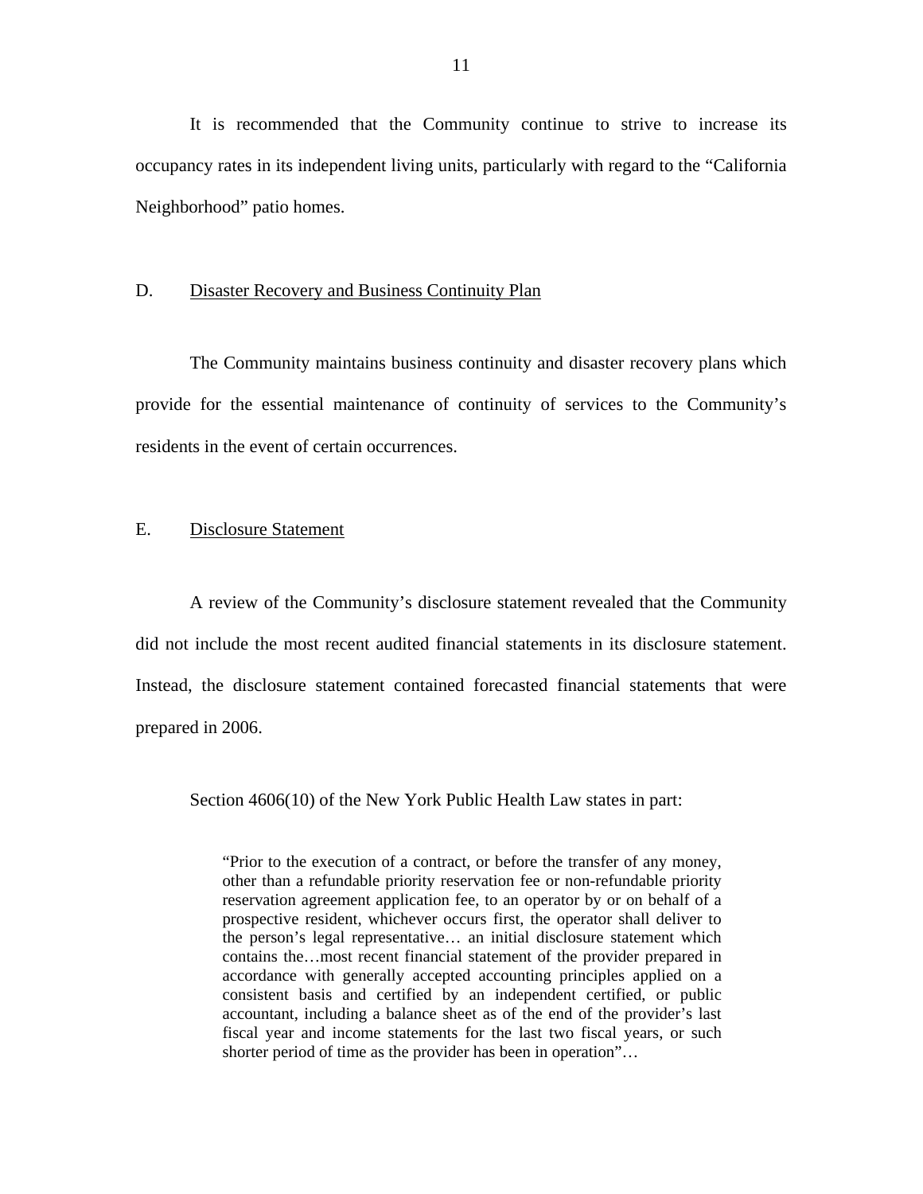It is recommended that the Community continue to strive to increase its occupancy rates in its independent living units, particularly with regard to the "California Neighborhood" patio homes.

## D. Disaster Recovery and Business Continuity Plan

The Community maintains business continuity and disaster recovery plans which provide for the essential maintenance of continuity of services to the Community's residents in the event of certain occurrences.

## E. Disclosure Statement

A review of the Community's disclosure statement revealed that the Community did not include the most recent audited financial statements in its disclosure statement. Instead, the disclosure statement contained forecasted financial statements that were prepared in 2006.

Section 4606(10) of the New York Public Health Law states in part:

> "Prior to the execution of a contract, or before the transfer of any money, other than a refundable priority reservation fee or non-refundable priority reservation agreement application fee, to an operator by or on behalf of a prospective resident, whichever occurs first, the operator shall deliver to the person's legal representative… an initial disclosure statement which contains the…most recent financial statement of the provider prepared in accordance with generally accepted accounting principles applied on a consistent basis and certified by an independent certified, or public accountant, including a balance sheet as of the end of the provider's last fiscal year and income statements for the last two fiscal years, or such shorter period of time as the provider has been in operation"…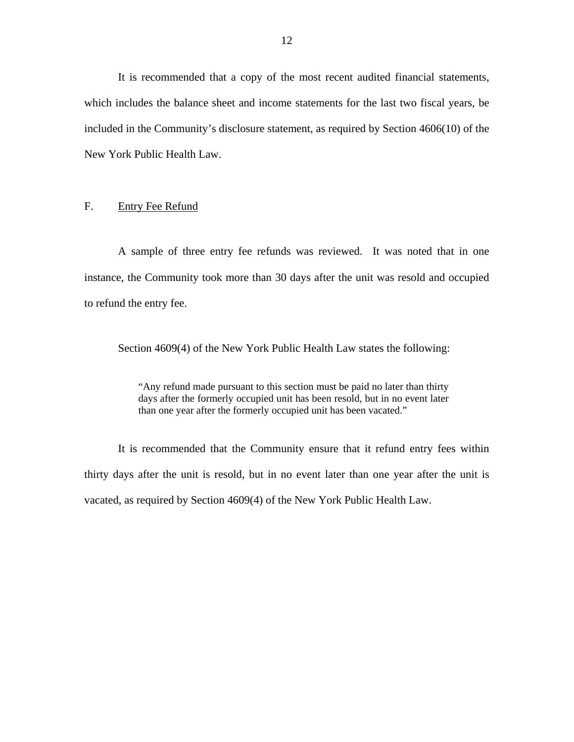It is recommended that a copy of the most recent audited financial statements, which includes the balance sheet and income statements for the last two fiscal years, be included in the Community's disclosure statement, as required by Section 4606(10) of the New York Public Health Law.

## F. Entry Fee Refund

A sample of three entry fee refunds was reviewed. It was noted that in one instance, the Community took more than 30 days after the unit was resold and occupied to refund the entry fee.

Section 4609(4) of the New York Public Health Law states the following:

> "Any refund made pursuant to this section must be paid no later than thirty days after the formerly occupied unit has been resold, but in no event later than one year after the formerly occupied unit has been vacated."

It is recommended that the Community ensure that it refund entry fees within thirty days after the unit is resold, but in no event later than one year after the unit is vacated, as required by Section 4609(4) of the New York Public Health Law.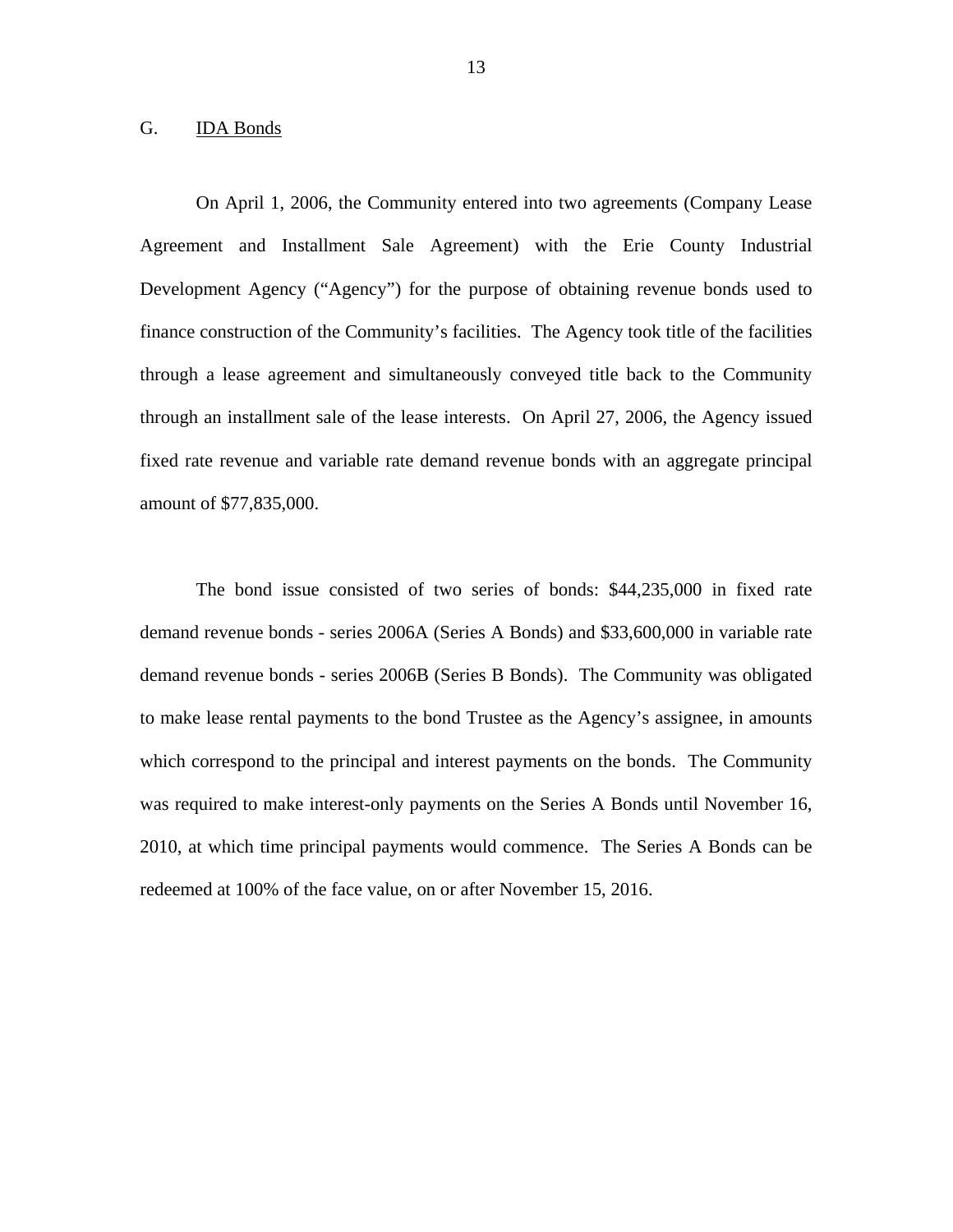## G. <u>IDA Bonds</u>

On April 1, 2006, the Community entered into two agreements (Company Lease Agreement and Installment Sale Agreement) with the Erie County Industrial Development Agency ("Agency") for the purpose of obtaining revenue bonds used to finance construction of the Community's facilities. The Agency took title of the facilities through a lease agreement and simultaneously conveyed title back to the Community through an installment sale of the lease interests. On April 27, 2006, the Agency issued fixed rate revenue and variable rate demand revenue bonds with an aggregate principal amount of $77,835,000.

The bond issue consisted of two series of bonds: $44,235,000 in fixed rate demand revenue bonds - series 2006A (Series A Bonds) and $33,600,000 in variable rate demand revenue bonds - series 2006B (Series B Bonds). The Community was obligated to make lease rental payments to the bond Trustee as the Agency's assignee, in amounts which correspond to the principal and interest payments on the bonds. The Community was required to make interest-only payments on the Series A Bonds until November 16, 2010, at which time principal payments would commence. The Series A Bonds can be redeemed at 100% of the face value, on or after November 15, 2016.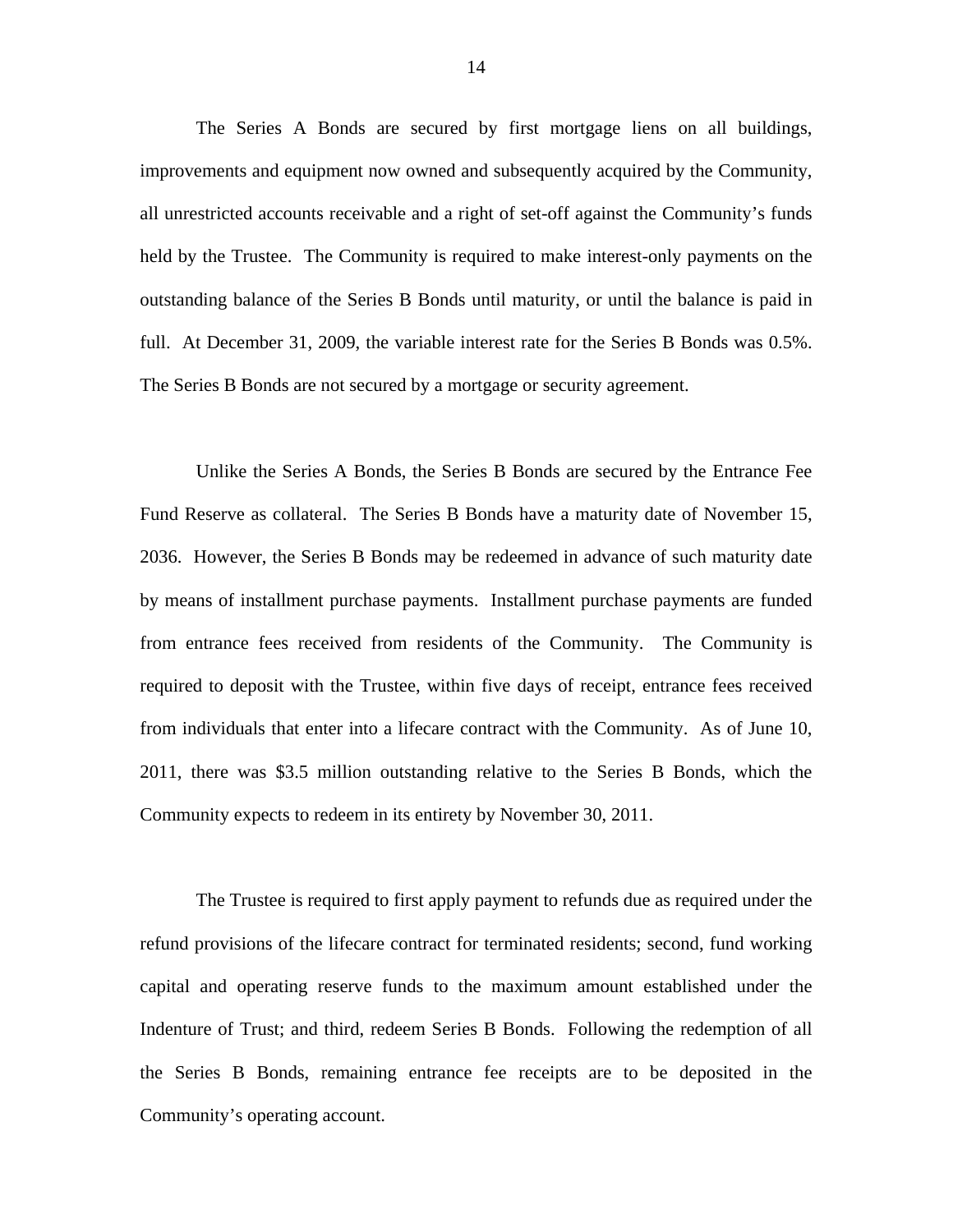The Series A Bonds are secured by first mortgage liens on all buildings, improvements and equipment now owned and subsequently acquired by the Community, all unrestricted accounts receivable and a right of set-off against the Community's funds held by the Trustee. The Community is required to make interest-only payments on the outstanding balance of the Series B Bonds until maturity, or until the balance is paid in full. At December 31, 2009, the variable interest rate for the Series B Bonds was 0.5%. The Series B Bonds are not secured by a mortgage or security agreement.

Unlike the Series A Bonds, the Series B Bonds are secured by the Entrance Fee Fund Reserve as collateral. The Series B Bonds have a maturity date of November 15, 2036. However, the Series B Bonds may be redeemed in advance of such maturity date by means of installment purchase payments. Installment purchase payments are funded from entrance fees received from residents of the Community. The Community is required to deposit with the Trustee, within five days of receipt, entrance fees received from individuals that enter into a lifecare contract with the Community. As of June 10, 2011, there was $3.5 million outstanding relative to the Series B Bonds, which the Community expects to redeem in its entirety by November 30, 2011.

The Trustee is required to first apply payment to refunds due as required under the refund provisions of the lifecare contract for terminated residents; second, fund working capital and operating reserve funds to the maximum amount established under the Indenture of Trust; and third, redeem Series B Bonds. Following the redemption of all the Series B Bonds, remaining entrance fee receipts are to be deposited in the Community's operating account.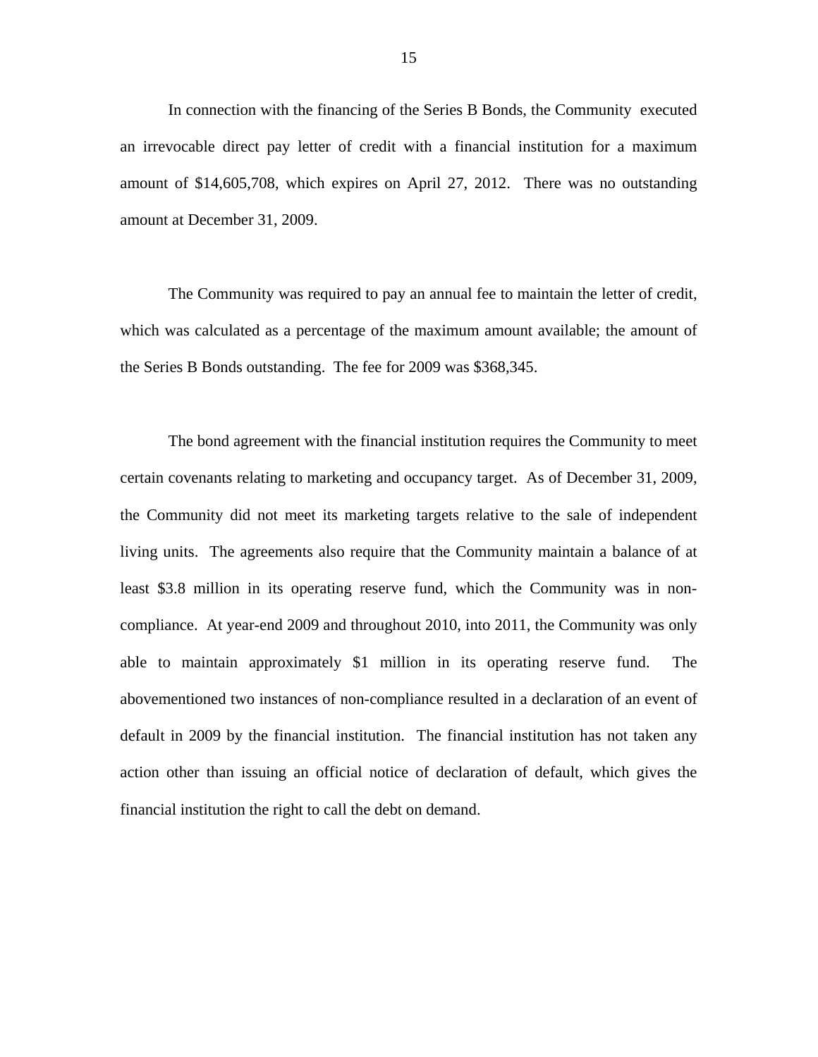In connection with the financing of the Series B Bonds, the Community executed an irrevocable direct pay letter of credit with a financial institution for a maximum amount of $14,605,708, which expires on April 27, 2012. There was no outstanding amount at December 31, 2009.

The Community was required to pay an annual fee to maintain the letter of credit, which was calculated as a percentage of the maximum amount available; the amount of the Series B Bonds outstanding. The fee for 2009 was $368,345.

The bond agreement with the financial institution requires the Community to meet certain covenants relating to marketing and occupancy target. As of December 31, 2009, the Community did not meet its marketing targets relative to the sale of independent living units. The agreements also require that the Community maintain a balance of at least $3.8 million in its operating reserve fund, which the Community was in non-compliance. At year-end 2009 and throughout 2010, into 2011, the Community was only able to maintain approximately $1 million in its operating reserve fund. The abovementioned two instances of non-compliance resulted in a declaration of an event of default in 2009 by the financial institution. The financial institution has not taken any action other than issuing an official notice of declaration of default, which gives the financial institution the right to call the debt on demand.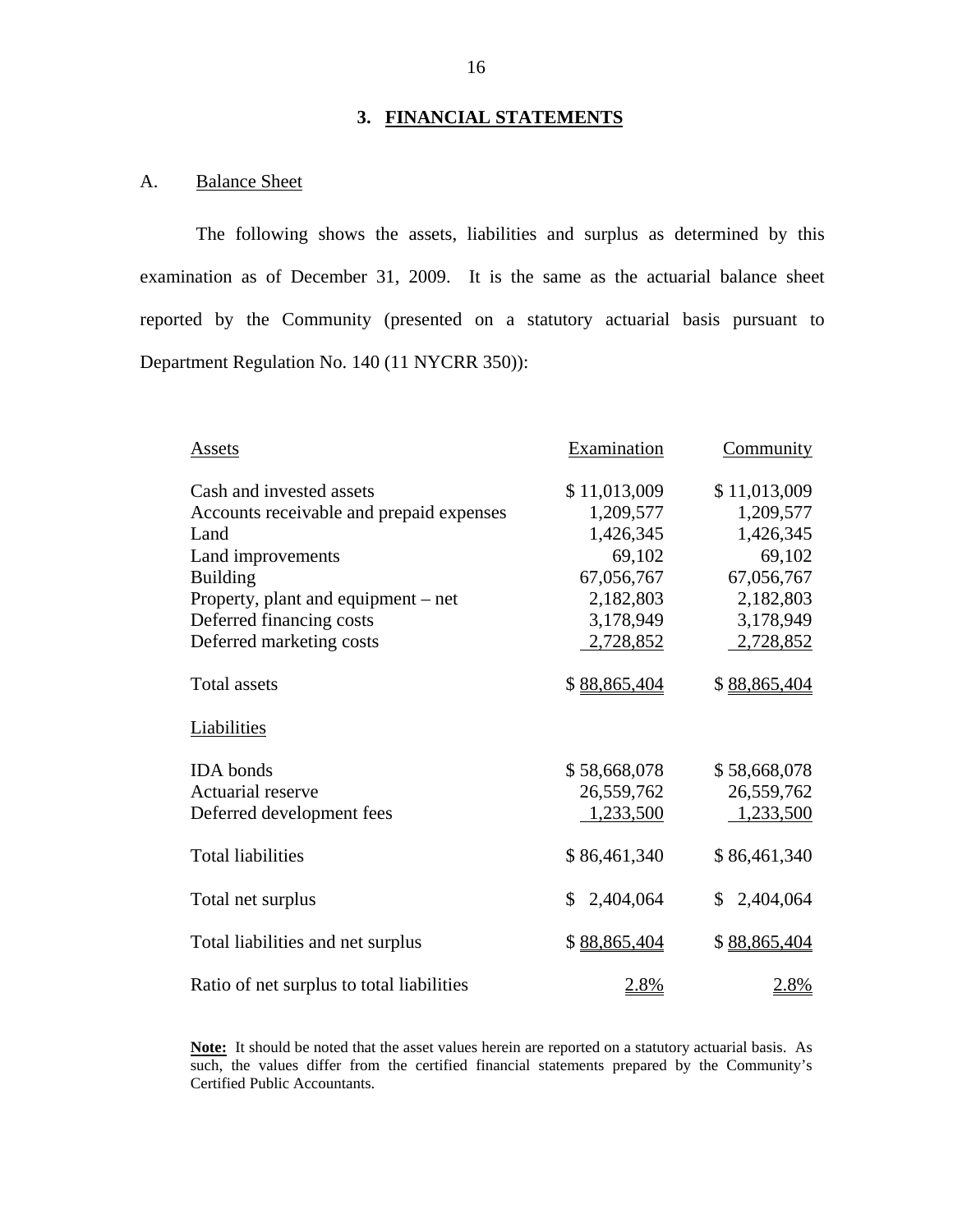## 3. FINANCIAL STATEMENTS

### A. Balance Sheet

The following shows the assets, liabilities and surplus as determined by this examination as of December 31, 2009. It is the same as the actuarial balance sheet reported by the Community (presented on a statutory actuarial basis pursuant to Department Regulation No. 140 (11 NYCRR 350)):

| Assets | Examination | Community |
|---|---|---|
| Cash and invested assets | $ 11,013,009 | $ 11,013,009 |
| Accounts receivable and prepaid expenses | 1,209,577 | 1,209,577 |
| Land | 1,426,345 | 1,426,345 |
| Land improvements | 69,102 | 69,102 |
| Building | 67,056,767 | 67,056,767 |
| Property, plant and equipment – net | 2,182,803 | 2,182,803 |
| Deferred financing costs | 3,178,949 | 3,178,949 |
| Deferred marketing costs | 2,728,852 | 2,728,852 |
| Total assets | $ 88,865,404 | $ 88,865,404 |
| **Liabilities** | | |
| IDA bonds | $ 58,668,078 | $ 58,668,078 |
| Actuarial reserve | 26,559,762 | 26,559,762 |
| Deferred development fees | 1,233,500 | 1,233,500 |
| Total liabilities | $ 86,461,340 | $ 86,461,340 |
| Total net surplus | $ 2,404,064 | $ 2,404,064 |
| Total liabilities and net surplus | $ 88,865,404 | $ 88,865,404 |
| Ratio of net surplus to total liabilities | 2.8% | 2.8% |

**Note:** It should be noted that the asset values herein are reported on a statutory actuarial basis. As such, the values differ from the certified financial statements prepared by the Community's Certified Public Accountants.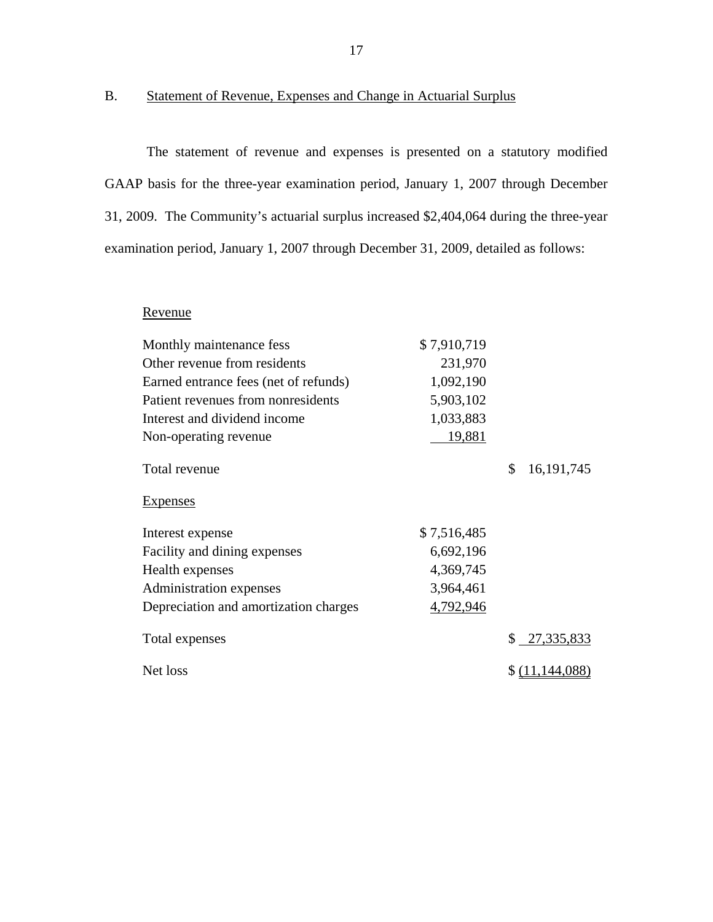B. Statement of Revenue, Expenses and Change in Actuarial Surplus

The statement of revenue and expenses is presented on a statutory modified GAAP basis for the three-year examination period, January 1, 2007 through December 31, 2009. The Community's actuarial surplus increased $2,404,064 during the three-year examination period, January 1, 2007 through December 31, 2009, detailed as follows:

| | | |
|---|---|---|
| Revenue | | |
| Monthly maintenance fess | $ 7,910,719 | |
| Other revenue from residents | 231,970 | |
| Earned entrance fees (net of refunds) | 1,092,190 | |
| Patient revenues from nonresidents | 5,903,102 | |
| Interest and dividend income | 1,033,883 | |
| Non-operating revenue | 19,881 | |
| Total revenue | | $ 16,191,745 |
| Expenses | | |
| Interest expense | $ 7,516,485 | |
| Facility and dining expenses | 6,692,196 | |
| Health expenses | 4,369,745 | |
| Administration expenses | 3,964,461 | |
| Depreciation and amortization charges | 4,792,946 | |
| Total expenses | | $ 27,335,833 |
| Net loss | | $ (11,144,088) |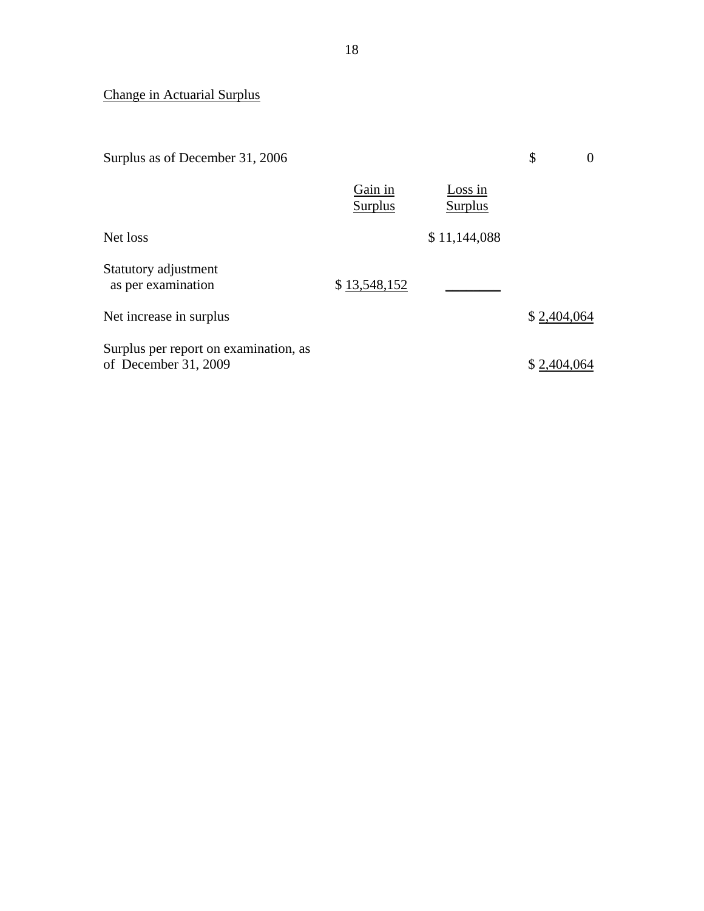Change in Actuarial Surplus

| | Gain in Surplus | Loss in Surplus | |
|---|---|---|---|
| Surplus as of December 31, 2006 | | | $ 0 |
| Net loss | | $ 11,144,088 | |
| Statutory adjustment as per examination | $ 13,548,152 | | |
| Net increase in surplus | | | $ 2,404,064 |
| Surplus per report on examination, as of December 31, 2009 | | | $ 2,404,064 |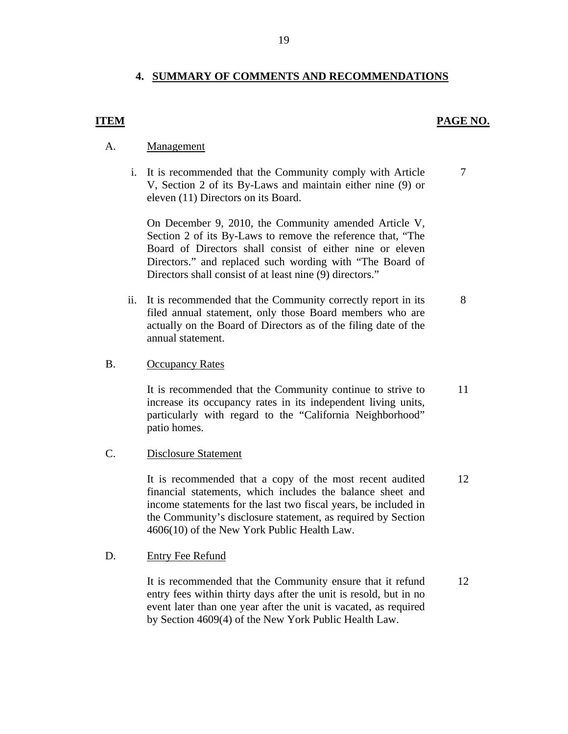## 4. SUMMARY OF COMMENTS AND RECOMMENDATIONS

| ITEM | | PAGE NO. |
|---|---|---|
| A. | Management | |
| | i. It is recommended that the Community comply with Article V, Section 2 of its By-Laws and maintain either nine (9) or eleven (11) Directors on its Board.<br><br>On December 9, 2010, the Community amended Article V, Section 2 of its By-Laws to remove the reference that, "The Board of Directors shall consist of either nine or eleven Directors." and replaced such wording with "The Board of Directors shall consist of at least nine (9) directors." | 7 |
| | ii. It is recommended that the Community correctly report in its filed annual statement, only those Board members who are actually on the Board of Directors as of the filing date of the annual statement. | 8 |
| B. | Occupancy Rates | |
| | It is recommended that the Community continue to strive to increase its occupancy rates in its independent living units, particularly with regard to the "California Neighborhood" patio homes. | 11 |
| C. | Disclosure Statement | |
| | It is recommended that a copy of the most recent audited financial statements, which includes the balance sheet and income statements for the last two fiscal years, be included in the Community's disclosure statement, as required by Section 4606(10) of the New York Public Health Law. | 12 |
| D. | Entry Fee Refund | |
| | It is recommended that the Community ensure that it refund entry fees within thirty days after the unit is resold, but in no event later than one year after the unit is vacated, as required by Section 4609(4) of the New York Public Health Law. | 12 |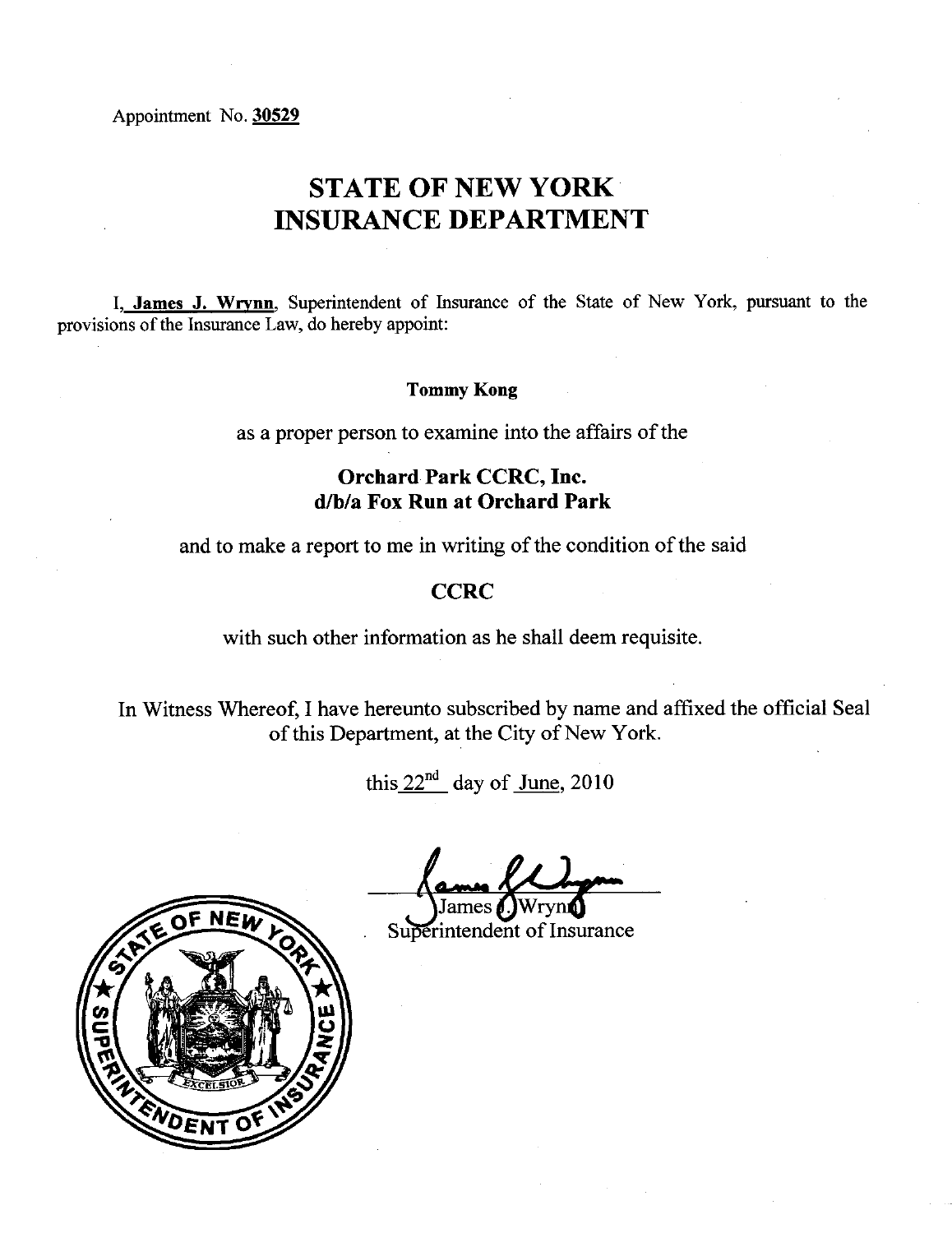Appointment No. **30529**

# STATE OF NEW YORK
# INSURANCE DEPARTMENT

I, **James J. Wrynn**, Superintendent of Insurance of the State of New York, pursuant to the provisions of the Insurance Law, do hereby appoint:

**Tommy Kong**

as a proper person to examine into the affairs of the

**Orchard Park CCRC, Inc.**
**d/b/a Fox Run at Orchard Park**

and to make a report to me in writing of the condition of the said

**CCRC**

with such other information as he shall deem requisite.

In Witness Whereof, I have hereunto subscribed by name and affixed the official Seal of this Department, at the City of New York.

this 22nd day of June, 2010

James J. Wrynn
Superintendent of Insurance